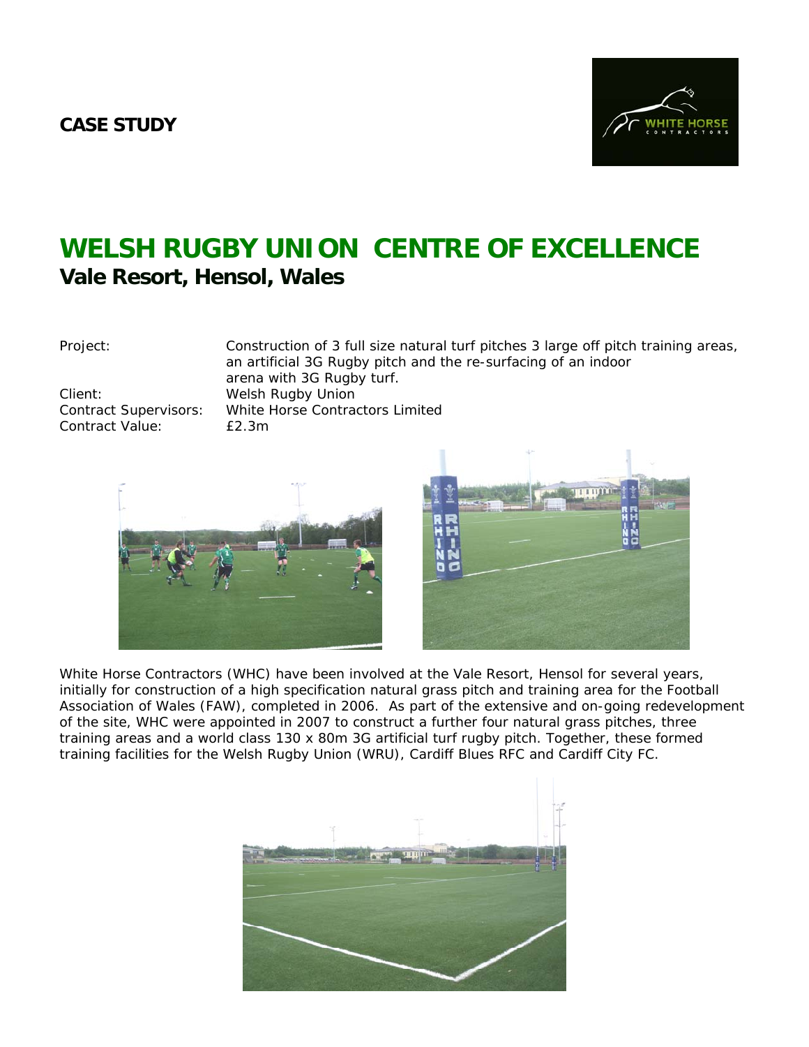**CASE STUDY**

# WELSH RUGBY UNION CENTRE OF EXCELLENCE

## Vale Resort, Hensol, Wales

| | |
|---|---|
| Project: | Construction of 3 full size natural turf pitches 3 large off pitch training areas, an artificial 3G Rugby pitch and the re-surfacing of an indoor arena with 3G Rugby turf. |
| Client: | Welsh Rugby Union |
| Contract Supervisors: | White Horse Contractors Limited |
| Contract Value: | £2.3m |

White Horse Contractors (WHC) have been involved at the Vale Resort, Hensol for several years, initially for construction of a high specification natural grass pitch and training area for the Football Association of Wales (FAW), completed in 2006. As part of the extensive and on-going redevelopment of the site, WHC were appointed in 2007 to construct a further four natural grass pitches, three training areas and a world class 130 x 80m 3G artificial turf rugby pitch. Together, these formed training facilities for the Welsh Rugby Union (WRU), Cardiff Blues RFC and Cardiff City FC.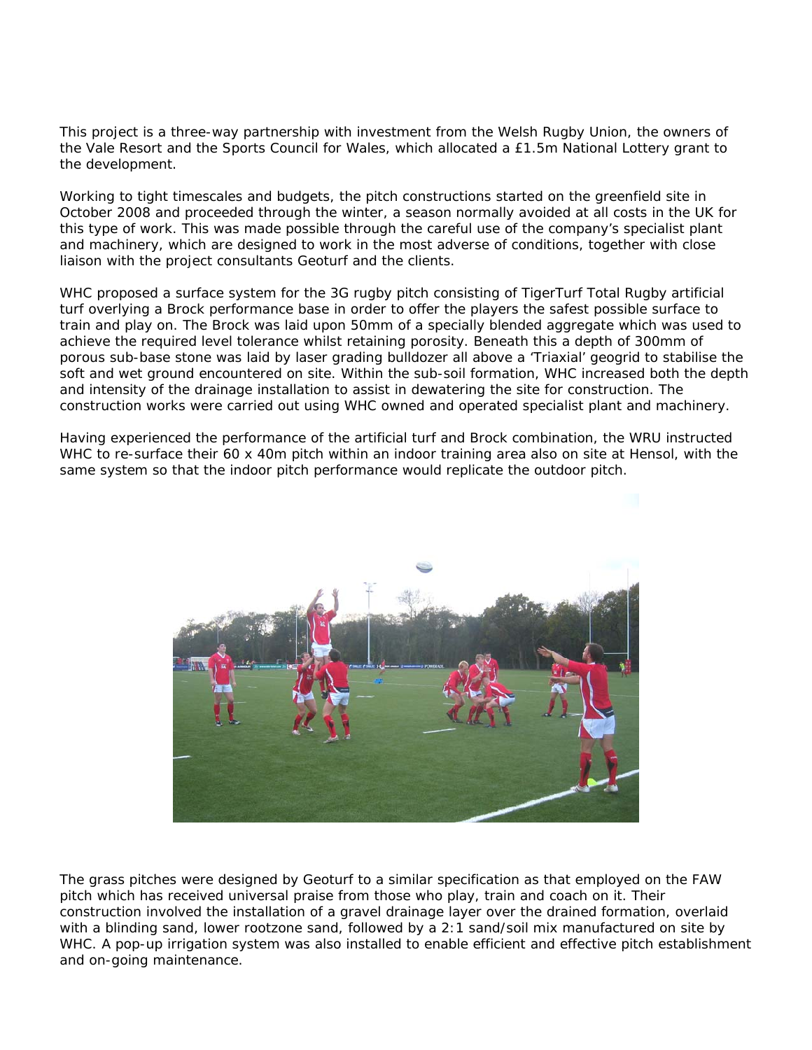This project is a three-way partnership with investment from the Welsh Rugby Union, the owners of the Vale Resort and the Sports Council for Wales, which allocated a £1.5m National Lottery grant to the development.

Working to tight timescales and budgets, the pitch constructions started on the greenfield site in October 2008 and proceeded through the winter, a season normally avoided at all costs in the UK for this type of work. This was made possible through the careful use of the company's specialist plant and machinery, which are designed to work in the most adverse of conditions, together with close liaison with the project consultants Geoturf and the clients.

WHC proposed a surface system for the 3G rugby pitch consisting of TigerTurf Total Rugby artificial turf overlying a Brock performance base in order to offer the players the safest possible surface to train and play on. The Brock was laid upon 50mm of a specially blended aggregate which was used to achieve the required level tolerance whilst retaining porosity. Beneath this a depth of 300mm of porous sub-base stone was laid by laser grading bulldozer all above a 'Triaxial' geogrid to stabilise the soft and wet ground encountered on site. Within the sub-soil formation, WHC increased both the depth and intensity of the drainage installation to assist in dewatering the site for construction. The construction works were carried out using WHC owned and operated specialist plant and machinery.

Having experienced the performance of the artificial turf and Brock combination, the WRU instructed WHC to re-surface their 60 x 40m pitch within an indoor training area also on site at Hensol, with the same system so that the indoor pitch performance would replicate the outdoor pitch.

The grass pitches were designed by Geoturf to a similar specification as that employed on the FAW pitch which has received universal praise from those who play, train and coach on it. Their construction involved the installation of a gravel drainage layer over the drained formation, overlaid with a blinding sand, lower rootzone sand, followed by a 2:1 sand/soil mix manufactured on site by WHC. A pop-up irrigation system was also installed to enable efficient and effective pitch establishment and on-going maintenance.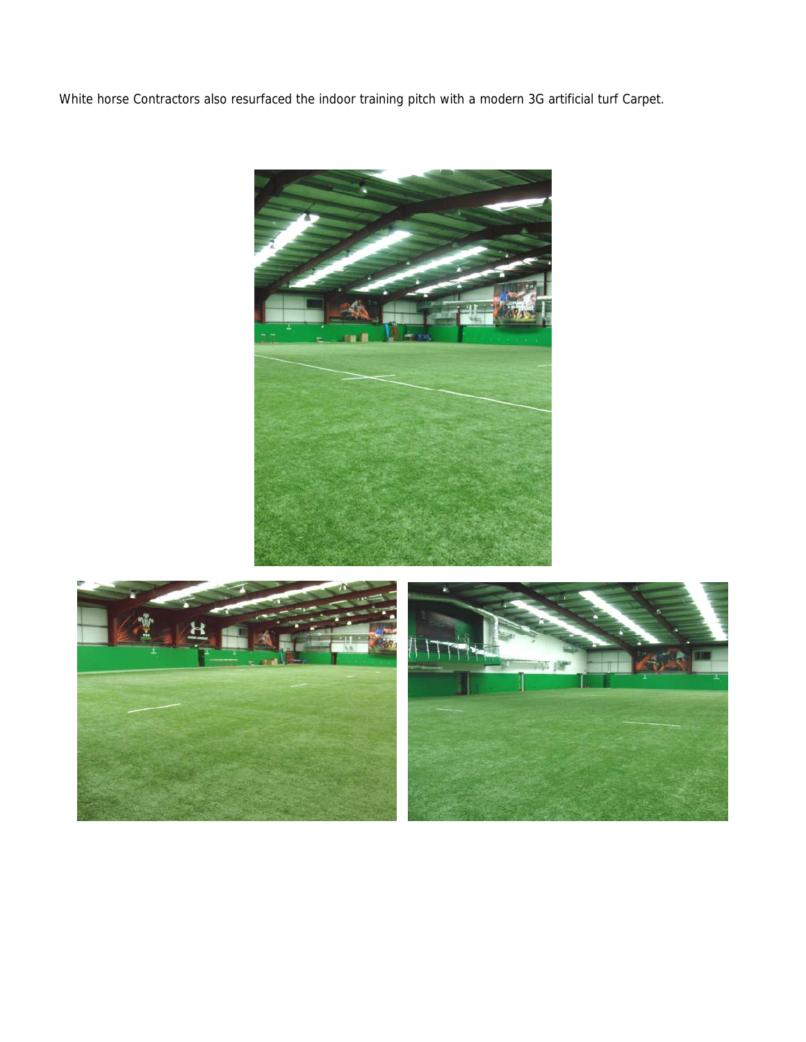White horse Contractors also resurfaced the indoor training pitch with a modern 3G artificial turf Carpet.